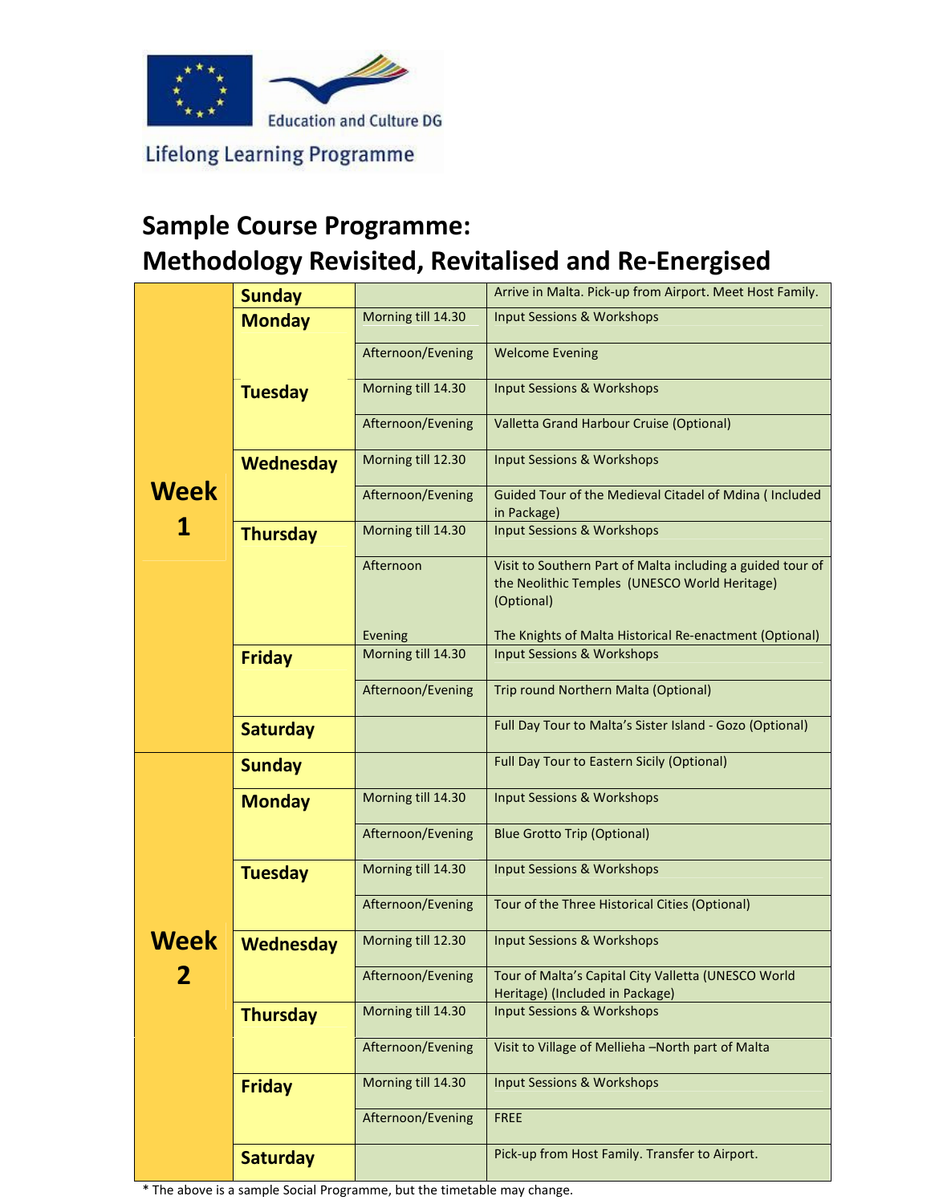Education and Culture DG

Lifelong Learning Programme

# Sample Course Programme: Methodology Revisited, Revitalised and Re-Energised

| Week | Day | Time | Activity |
|---|---|---|---|
| Week 1 | Sunday | | Arrive in Malta. Pick-up from Airport. Meet Host Family. |
| | Monday | Morning till 14.30 | Input Sessions & Workshops |
| | | Afternoon/Evening | Welcome Evening |
| | Tuesday | Morning till 14.30 | Input Sessions & Workshops |
| | | Afternoon/Evening | Valletta Grand Harbour Cruise (Optional) |
| | Wednesday | Morning till 12.30 | Input Sessions & Workshops |
| | | Afternoon/Evening | Guided Tour of the Medieval Citadel of Mdina ( Included in Package) |
| | Thursday | Morning till 14.30 | Input Sessions & Workshops |
| | | Afternoon | Visit to Southern Part of Malta including a guided tour of the Neolithic Temples (UNESCO World Heritage) (Optional) |
| | | Evening | The Knights of Malta Historical Re-enactment (Optional) |
| | Friday | Morning till 14.30 | Input Sessions & Workshops |
| | | Afternoon/Evening | Trip round Northern Malta (Optional) |
| | Saturday | | Full Day Tour to Malta's Sister Island - Gozo (Optional) |
| Week 2 | Sunday | | Full Day Tour to Eastern Sicily (Optional) |
| | Monday | Morning till 14.30 | Input Sessions & Workshops |
| | | Afternoon/Evening | Blue Grotto Trip (Optional) |
| | Tuesday | Morning till 14.30 | Input Sessions & Workshops |
| | | Afternoon/Evening | Tour of the Three Historical Cities (Optional) |
| | Wednesday | Morning till 12.30 | Input Sessions & Workshops |
| | | Afternoon/Evening | Tour of Malta's Capital City Valletta (UNESCO World Heritage) (Included in Package) |
| | Thursday | Morning till 14.30 | Input Sessions & Workshops |
| | | Afternoon/Evening | Visit to Village of Mellieha –North part of Malta |
| | Friday | Morning till 14.30 | Input Sessions & Workshops |
| | | Afternoon/Evening | FREE |
| | Saturday | | Pick-up from Host Family. Transfer to Airport. |

* The above is a sample Social Programme, but the timetable may change.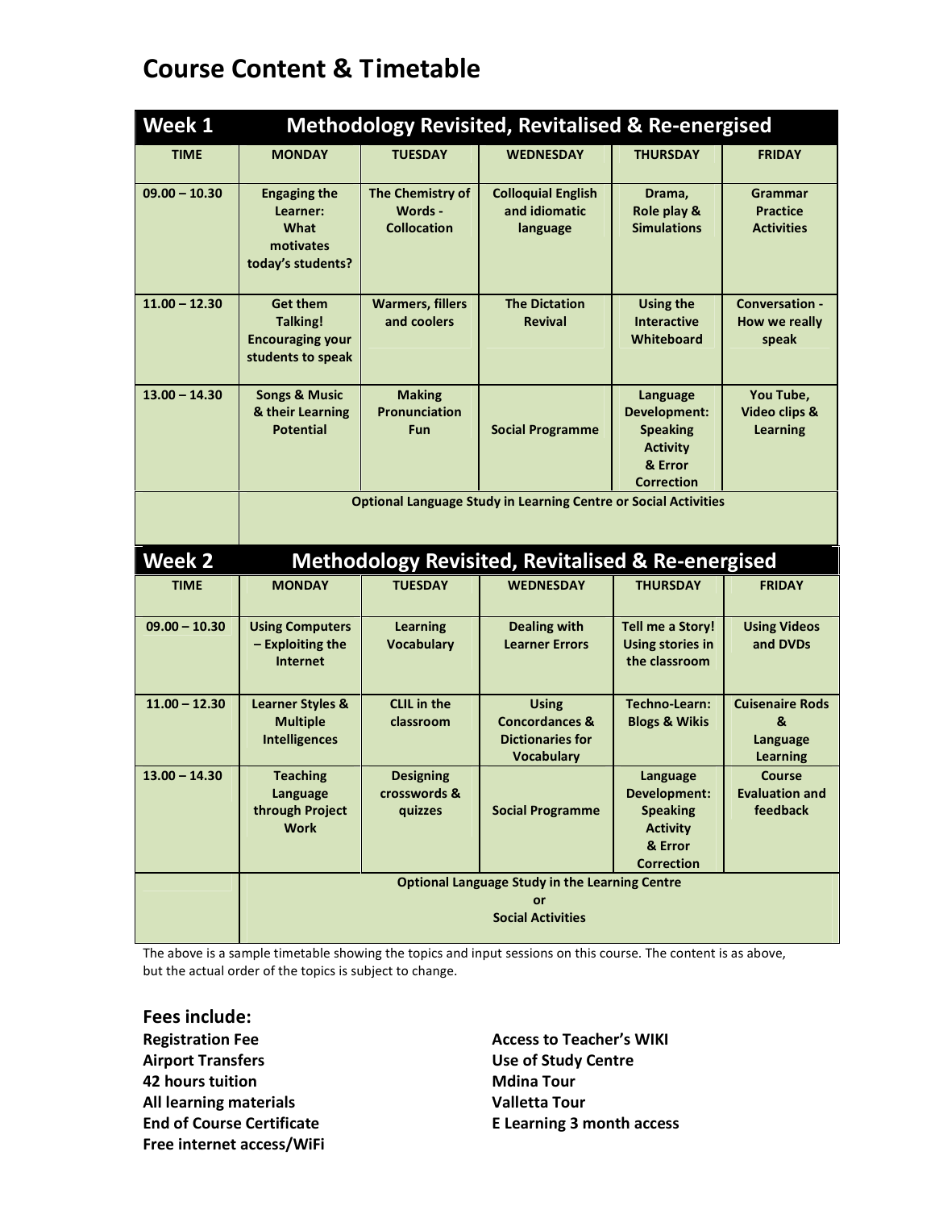# Course Content & Timetable

| Week 1 | Methodology Revisited, Revitalised & Re-energised | | | | |
|---|---|---|---|---|---|
| **TIME** | **MONDAY** | **TUESDAY** | **WEDNESDAY** | **THURSDAY** | **FRIDAY** |
| **09.00 – 10.30** | **Engaging the Learner: What motivates today's students?** | **The Chemistry of Words - Collocation** | **Colloquial English and idiomatic language** | **Drama, Role play & Simulations** | **Grammar Practice Activities** |
| **11.00 – 12.30** | **Get them Talking! Encouraging your students to speak** | **Warmers, fillers and coolers** | **The Dictation Revival** | **Using the Interactive Whiteboard** | **Conversation - How we really speak** |
| **13.00 – 14.30** | **Songs & Music & their Learning Potential** | **Making Pronunciation Fun** | **Social Programme** | **Language Development: Speaking Activity & Error Correction** | **You Tube, Video clips & Learning** |
| | **Optional Language Study in Learning Centre or Social Activities** | | | | |

| Week 2 | Methodology Revisited, Revitalised & Re-energised | | | | |
|---|---|---|---|---|---|
| **TIME** | **MONDAY** | **TUESDAY** | **WEDNESDAY** | **THURSDAY** | **FRIDAY** |
| **09.00 – 10.30** | **Using Computers – Exploiting the Internet** | **Learning Vocabulary** | **Dealing with Learner Errors** | **Tell me a Story! Using stories in the classroom** | **Using Videos and DVDs** |
| **11.00 – 12.30** | **Learner Styles & Multiple Intelligences** | **CLIL in the classroom** | **Using Concordances & Dictionaries for Vocabulary** | **Techno-Learn: Blogs & Wikis** | **Cuisenaire Rods & Language Learning** |
| **13.00 – 14.30** | **Teaching Language through Project Work** | **Designing crosswords & quizzes** | **Social Programme** | **Language Development: Speaking Activity & Error Correction** | **Course Evaluation and feedback** |
| | **Optional Language Study in the Learning Centre or Social Activities** | | | | |

The above is a sample timetable showing the topics and input sessions on this course. The content is as above, but the actual order of the topics is subject to change.

## Fees include:

**Registration Fee**
**Airport Transfers**
**42 hours tuition**
**All learning materials**
**End of Course Certificate**
**Free internet access/WiFi**
**Access to Teacher's WIKI**
**Use of Study Centre**
**Mdina Tour**
**Valletta Tour**
**E Learning 3 month access**